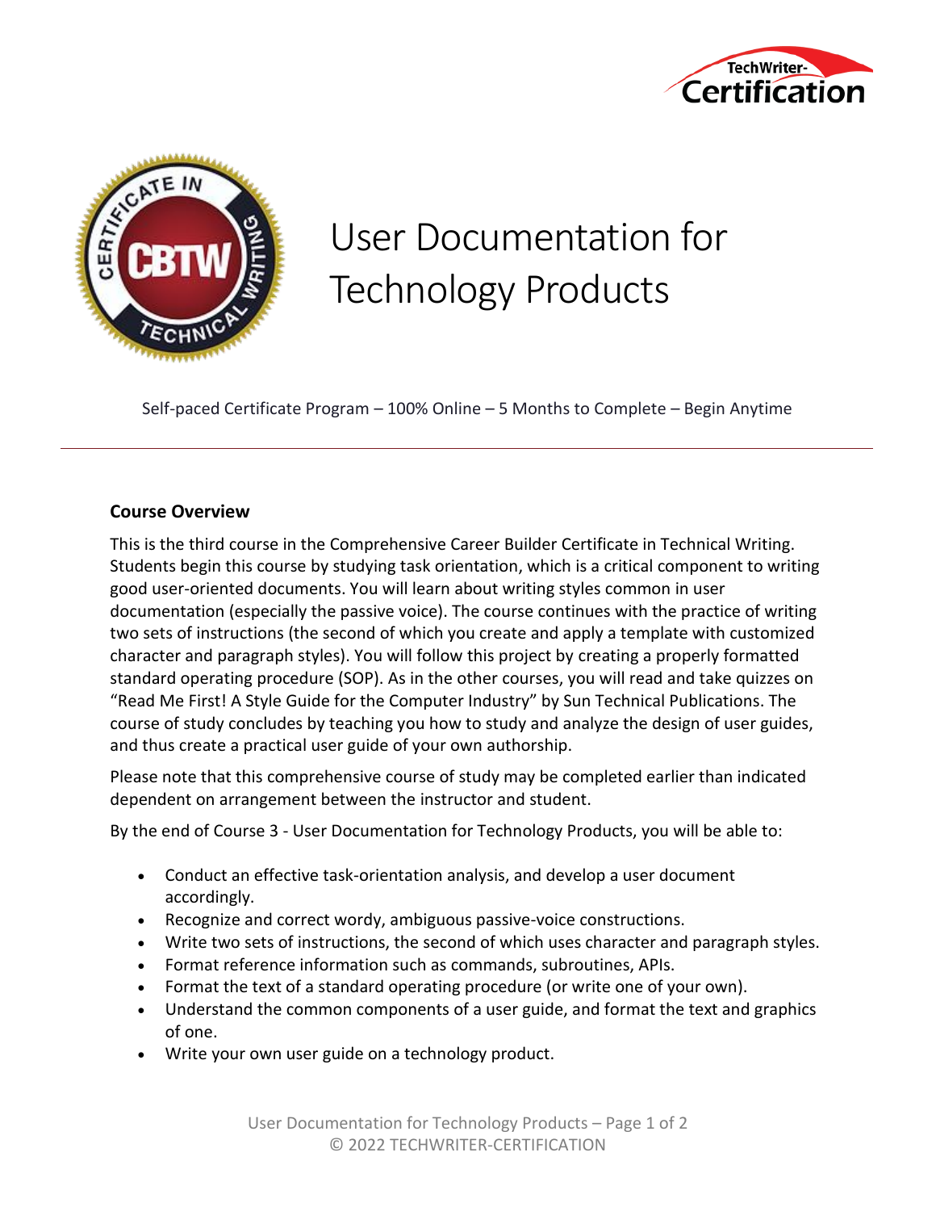# User Documentation for Technology Products

Self-paced Certificate Program – 100% Online – 5 Months to Complete – Begin Anytime

---

**Course Overview**

This is the third course in the Comprehensive Career Builder Certificate in Technical Writing. Students begin this course by studying task orientation, which is a critical component to writing good user-oriented documents. You will learn about writing styles common in user documentation (especially the passive voice). The course continues with the practice of writing two sets of instructions (the second of which you create and apply a template with customized character and paragraph styles). You will follow this project by creating a properly formatted standard operating procedure (SOP). As in the other courses, you will read and take quizzes on "Read Me First! A Style Guide for the Computer Industry" by Sun Technical Publications. The course of study concludes by teaching you how to study and analyze the design of user guides, and thus create a practical user guide of your own authorship.

Please note that this comprehensive course of study may be completed earlier than indicated dependent on arrangement between the instructor and student.

By the end of Course 3 - User Documentation for Technology Products, you will be able to:

- Conduct an effective task-orientation analysis, and develop a user document accordingly.
- Recognize and correct wordy, ambiguous passive-voice constructions.
- Write two sets of instructions, the second of which uses character and paragraph styles.
- Format reference information such as commands, subroutines, APIs.
- Format the text of a standard operating procedure (or write one of your own).
- Understand the common components of a user guide, and format the text and graphics of one.
- Write your own user guide on a technology product.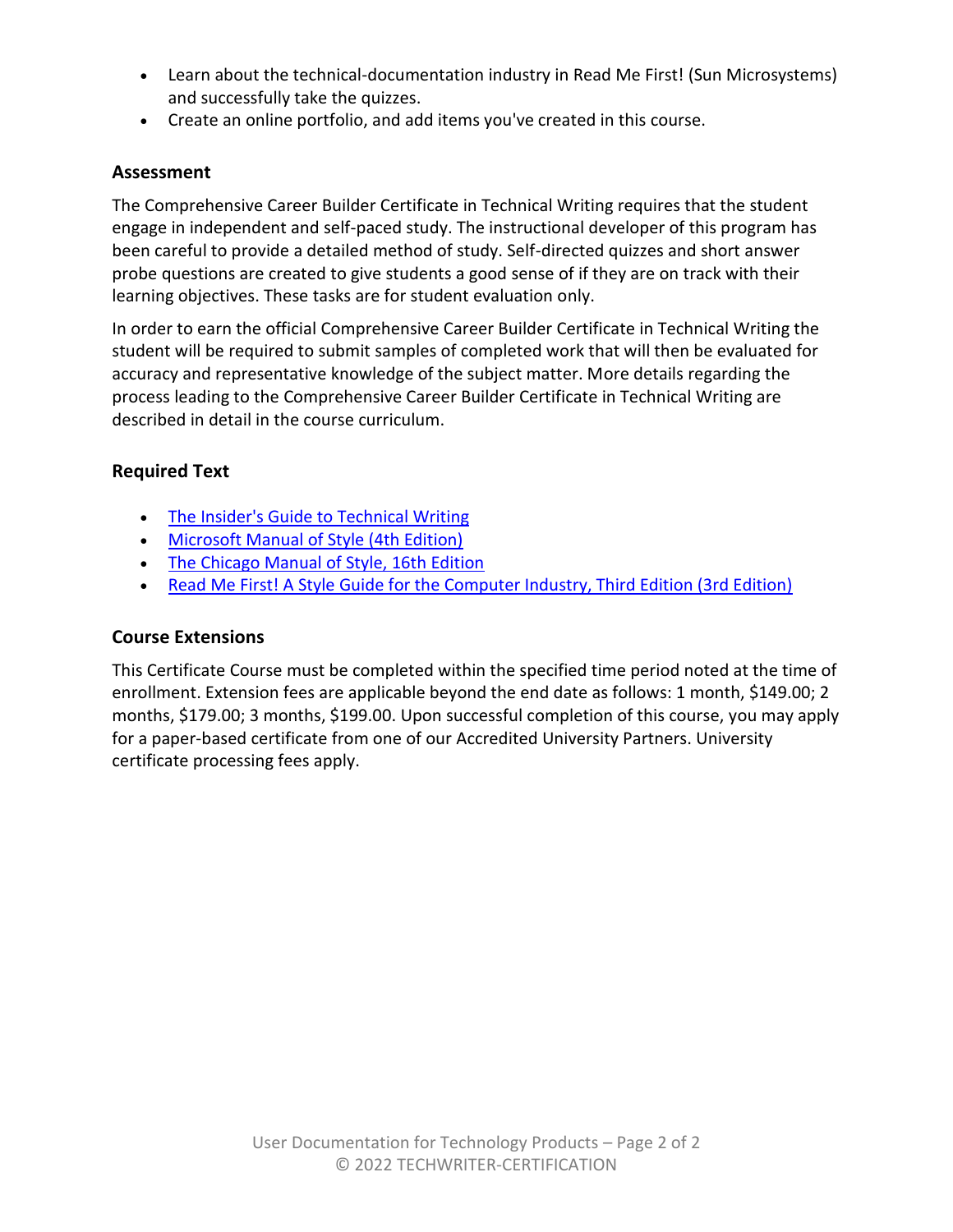- Learn about the technical-documentation industry in Read Me First! (Sun Microsystems) and successfully take the quizzes.
- Create an online portfolio, and add items you've created in this course.

### Assessment

The Comprehensive Career Builder Certificate in Technical Writing requires that the student engage in independent and self-paced study. The instructional developer of this program has been careful to provide a detailed method of study. Self-directed quizzes and short answer probe questions are created to give students a good sense of if they are on track with their learning objectives. These tasks are for student evaluation only.

In order to earn the official Comprehensive Career Builder Certificate in Technical Writing the student will be required to submit samples of completed work that will then be evaluated for accuracy and representative knowledge of the subject matter. More details regarding the process leading to the Comprehensive Career Builder Certificate in Technical Writing are described in detail in the course curriculum.

### Required Text

- The Insider's Guide to Technical Writing
- Microsoft Manual of Style (4th Edition)
- The Chicago Manual of Style, 16th Edition
- Read Me First! A Style Guide for the Computer Industry, Third Edition (3rd Edition)

### Course Extensions

This Certificate Course must be completed within the specified time period noted at the time of enrollment. Extension fees are applicable beyond the end date as follows: 1 month, $149.00; 2 months, $179.00; 3 months, $199.00. Upon successful completion of this course, you may apply for a paper-based certificate from one of our Accredited University Partners. University certificate processing fees apply.